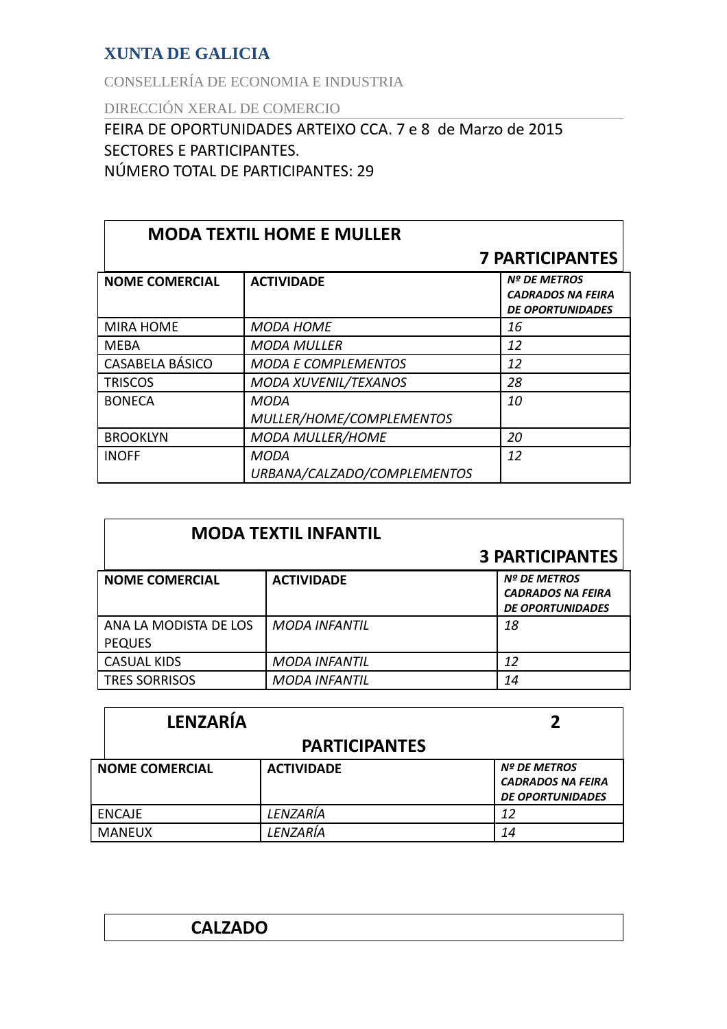**XUNTA DE GALICIA**

CONSELLERÍA DE ECONOMIA E INDUSTRIA

DIRECCIÓN XERAL DE COMERCIO

FEIRA DE OPORTUNIDADES ARTEIXO CCA. 7 e 8 de Marzo de 2015
SECTORES E PARTICIPANTES.
NÚMERO TOTAL DE PARTICIPANTES: 29

## MODA TEXTIL HOME E MULLER — 7 PARTICIPANTES

| NOME COMERCIAL | ACTIVIDADE | *Nº DE METROS CADRADOS NA FEIRA DE OPORTUNIDADES* |
|---|---|---|
| MIRA HOME | *MODA HOME* | *16* |
| MEBA | *MODA MULLER* | *12* |
| CASABELA BÁSICO | *MODA E COMPLEMENTOS* | *12* |
| TRISCOS | *MODA XUVENIL/TEXANOS* | *28* |
| BONECA | *MODA MULLER/HOME/COMPLEMENTOS* | *10* |
| BROOKLYN | *MODA MULLER/HOME* | *20* |
| INOFF | *MODA URBANA/CALZADO/COMPLEMENTOS* | *12* |

## MODA TEXTIL INFANTIL — 3 PARTICIPANTES

| NOME COMERCIAL | ACTIVIDADE | *Nº DE METROS CADRADOS NA FEIRA DE OPORTUNIDADES* |
|---|---|---|
| ANA LA MODISTA DE LOS PEQUES | *MODA INFANTIL* | *18* |
| CASUAL KIDS | *MODA INFANTIL* | *12* |
| TRES SORRISOS | *MODA INFANTIL* | *14* |

## LENZARÍA — 2 PARTICIPANTES

| NOME COMERCIAL | ACTIVIDADE | *Nº DE METROS CADRADOS NA FEIRA DE OPORTUNIDADES* |
|---|---|---|
| ENCAJE | *LENZARÍA* | *12* |
| MANEUX | *LENZARÍA* | *14* |

## CALZADO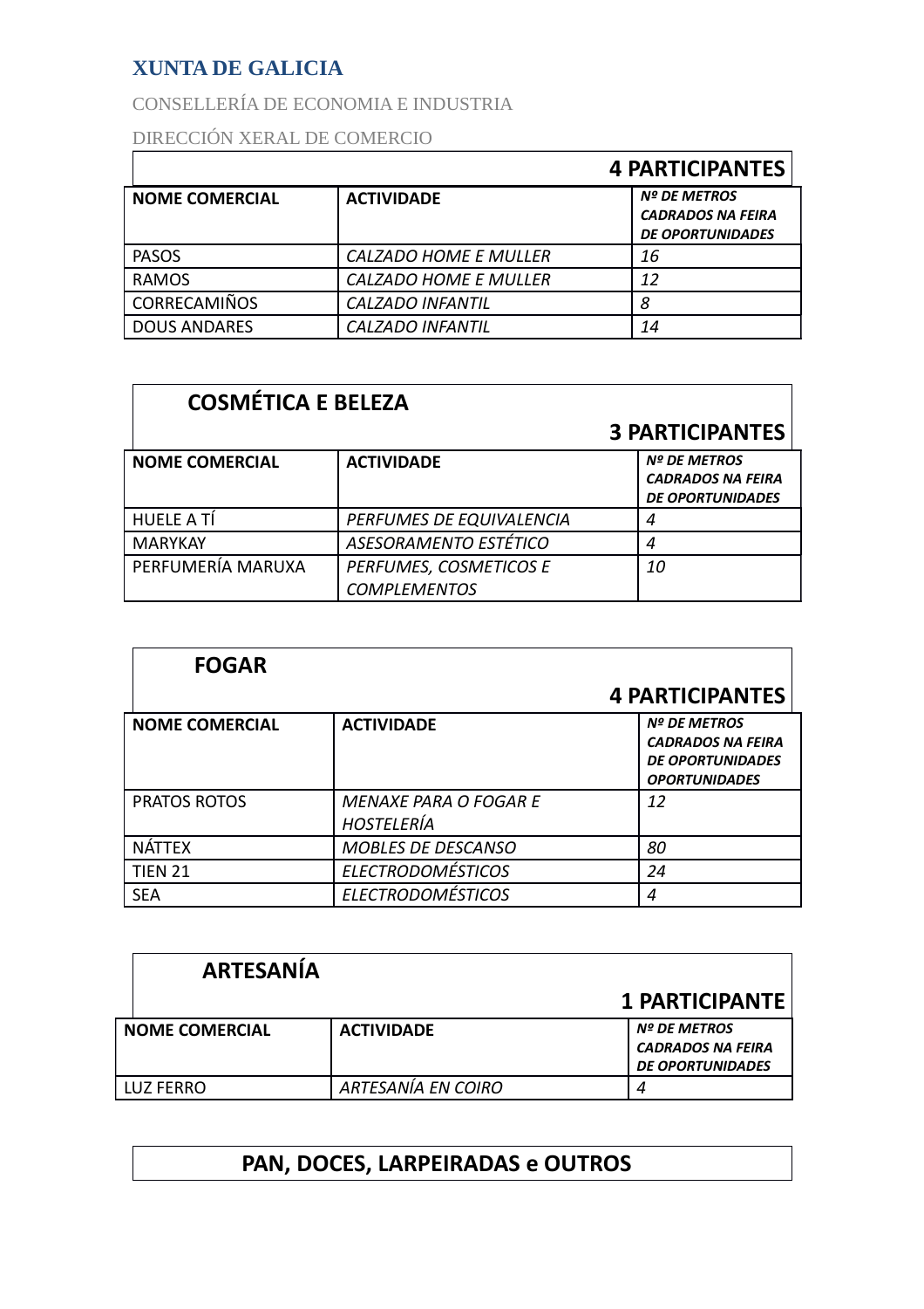**XUNTA DE GALICIA**

CONSELLERÍA DE ECONOMIA E INDUSTRIA

DIRECCIÓN XERAL DE COMERCIO

**4 PARTICIPANTES**

| NOME COMERCIAL | ACTIVIDADE | Nº DE METROS CADRADOS NA FEIRA DE OPORTUNIDADES |
|---|---|---|
| PASOS | *CALZADO HOME E MULLER* | *16* |
| RAMOS | *CALZADO HOME E MULLER* | *12* |
| CORRECAMIÑOS | *CALZADO INFANTIL* | *8* |
| DOUS ANDARES | *CALZADO INFANTIL* | *14* |

## COSMÉTICA E BELEZA

**3 PARTICIPANTES**

| NOME COMERCIAL | ACTIVIDADE | Nº DE METROS CADRADOS NA FEIRA DE OPORTUNIDADES |
|---|---|---|
| HUELE A TÍ | *PERFUMES DE EQUIVALENCIA* | *4* |
| MARYKAY | *ASESORAMENTO ESTÉTICO* | *4* |
| PERFUMERÍA MARUXA | *PERFUMES, COSMETICOS E COMPLEMENTOS* | *10* |

## FOGAR

**4 PARTICIPANTES**

| NOME COMERCIAL | ACTIVIDADE | Nº DE METROS CADRADOS NA FEIRA DE OPORTUNIDADES OPORTUNIDADES |
|---|---|---|
| PRATOS ROTOS | *MENAXE PARA O FOGAR E HOSTELERÍA* | *12* |
| NÁTTEX | *MOBLES DE DESCANSO* | *80* |
| TIEN 21 | *ELECTRODOMÉSTICOS* | *24* |
| SEA | *ELECTRODOMÉSTICOS* | *4* |

## ARTESANÍA

**1 PARTICIPANTE**

| NOME COMERCIAL | ACTIVIDADE | Nº DE METROS CADRADOS NA FEIRA DE OPORTUNIDADES |
|---|---|---|
| LUZ FERRO | *ARTESANÍA EN COIRO* | *4* |

## PAN, DOCES, LARPEIRADAS e OUTROS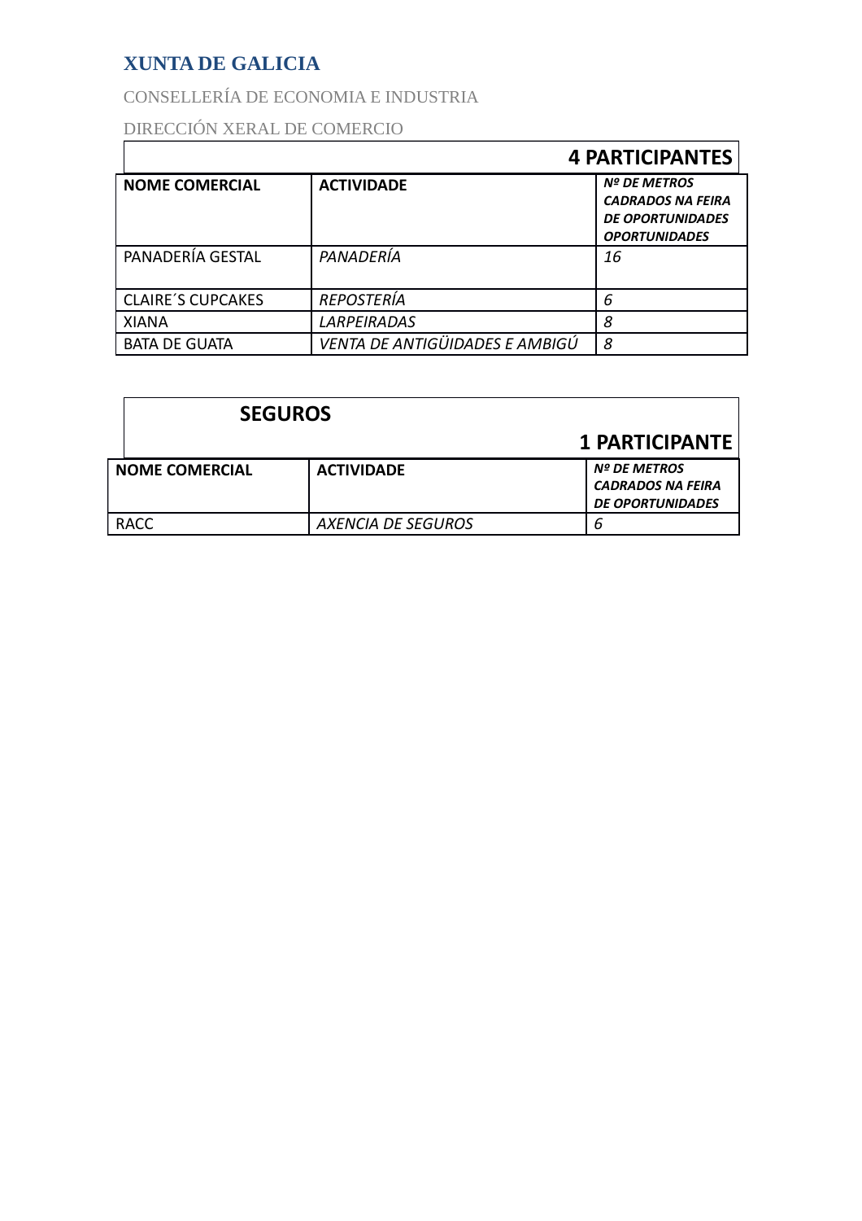**XUNTA DE GALICIA**

CONSELLERÍA DE ECONOMIA E INDUSTRIA

DIRECCIÓN XERAL DE COMERCIO

| **4 PARTICIPANTES** | | |
|---|---|---|
| **NOME COMERCIAL** | **ACTIVIDADE** | ***Nº DE METROS CADRADOS NA FEIRA DE OPORTUNIDADES OPORTUNIDADES*** |
| PANADERÍA GESTAL | *PANADERÍA* | *16* |
| CLAIRE´S CUPCAKES | *REPOSTERÍA* | *6* |
| XIANA | *LARPEIRADAS* | *8* |
| BATA DE GUATA | *VENTA DE ANTIGÜIDADES E AMBIGÚ* | *8* |

| **SEGUROS** **1 PARTICIPANTE** | | |
|---|---|---|
| **NOME COMERCIAL** | **ACTIVIDADE** | ***Nº DE METROS CADRADOS NA FEIRA DE OPORTUNIDADES*** |
| RACC | *AXENCIA DE SEGUROS* | *6* |